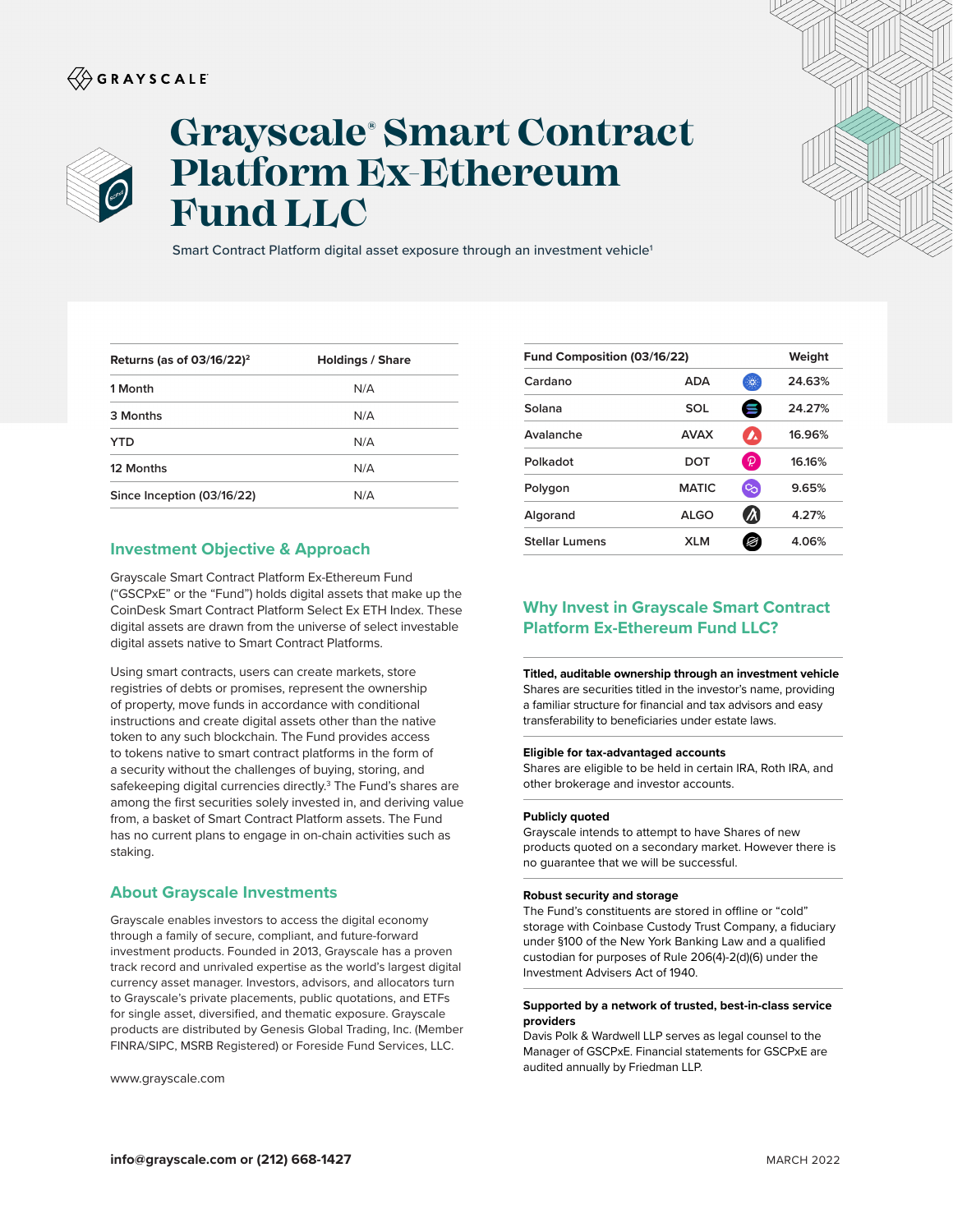GRAYSCALE

# Grayscale® Smart Contract Platform Ex-Ethereum Fund LLC

Smart Contract Platform digital asset exposure through an investment vehicle[1]

| Returns (as of 03/16/22)[2] | Holdings / Share |
|---|---|
| 1 Month | N/A |
| 3 Months | N/A |
| YTD | N/A |
| 12 Months | N/A |
| Since Inception (03/16/22) | N/A |

## Investment Objective & Approach

Grayscale Smart Contract Platform Ex-Ethereum Fund ("GSCPxE" or the "Fund") holds digital assets that make up the CoinDesk Smart Contract Platform Select Ex ETH Index. These digital assets are drawn from the universe of select investable digital assets native to Smart Contract Platforms.

Using smart contracts, users can create markets, store registries of debts or promises, represent the ownership of property, move funds in accordance with conditional instructions and create digital assets other than the native token to any such blockchain. The Fund provides access to tokens native to smart contract platforms in the form of a security without the challenges of buying, storing, and safekeeping digital currencies directly.[3] The Fund's shares are among the first securities solely invested in, and deriving value from, a basket of Smart Contract Platform assets. The Fund has no current plans to engage in on-chain activities such as staking.

## About Grayscale Investments

Grayscale enables investors to access the digital economy through a family of secure, compliant, and future-forward investment products. Founded in 2013, Grayscale has a proven track record and unrivaled expertise as the world's largest digital currency asset manager. Investors, advisors, and allocators turn to Grayscale's private placements, public quotations, and ETFs for single asset, diversified, and thematic exposure. Grayscale products are distributed by Genesis Global Trading, Inc. (Member FINRA/SIPC, MSRB Registered) or Foreside Fund Services, LLC.

www.grayscale.com

| Fund Composition (03/16/22) | | Weight |
|---|---|---|
| Cardano | ADA | 24.63% |
| Solana | SOL | 24.27% |
| Avalanche | AVAX | 16.96% |
| Polkadot | DOT | 16.16% |
| Polygon | MATIC | 9.65% |
| Algorand | ALGO | 4.27% |
| Stellar Lumens | XLM | 4.06% |

## Why Invest in Grayscale Smart Contract Platform Ex-Ethereum Fund LLC?

**Titled, auditable ownership through an investment vehicle**
Shares are securities titled in the investor's name, providing a familiar structure for financial and tax advisors and easy transferability to beneficiaries under estate laws.

**Eligible for tax-advantaged accounts**
Shares are eligible to be held in certain IRA, Roth IRA, and other brokerage and investor accounts.

**Publicly quoted**
Grayscale intends to attempt to have Shares of new products quoted on a secondary market. However there is no guarantee that we will be successful.

**Robust security and storage**
The Fund's constituents are stored in offline or "cold" storage with Coinbase Custody Trust Company, a fiduciary under §100 of the New York Banking Law and a qualified custodian for purposes of Rule 206(4)-2(d)(6) under the Investment Advisers Act of 1940.

**Supported by a network of trusted, best-in-class service providers**
Davis Polk & Wardwell LLP serves as legal counsel to the Manager of GSCPxE. Financial statements for GSCPxE are audited annually by Friedman LLP.

**info@grayscale.com or (212) 668-1427**

MARCH 2022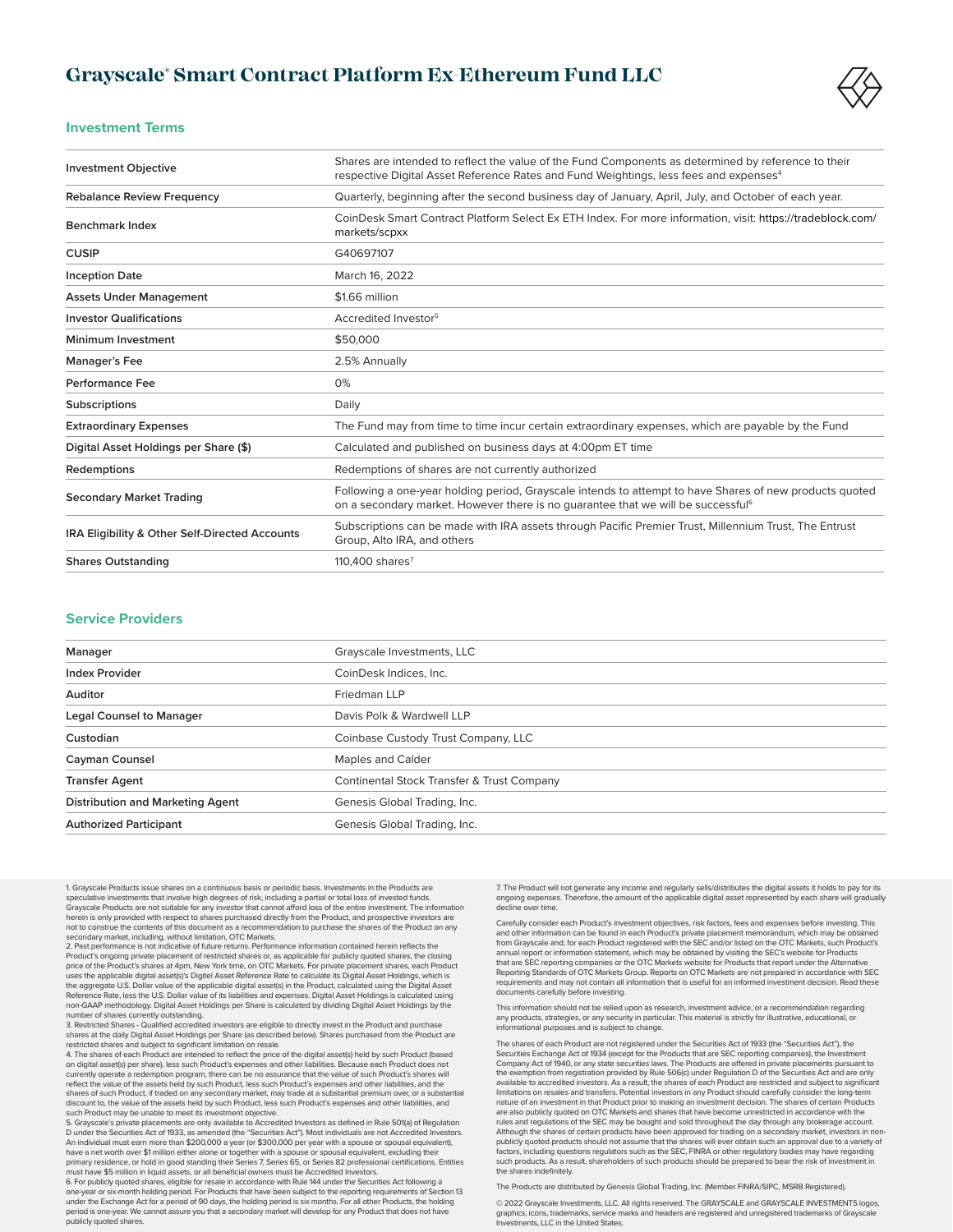# Grayscale® Smart Contract Platform Ex-Ethereum Fund LLC

## Investment Terms

| | |
|---|---|
| Investment Objective | Shares are intended to reflect the value of the Fund Components as determined by reference to their respective Digital Asset Reference Rates and Fund Weightings, less fees and expenses[4] |
| Rebalance Review Frequency | Quarterly, beginning after the second business day of January, April, July, and October of each year. |
| Benchmark Index | CoinDesk Smart Contract Platform Select Ex ETH Index. For more information, visit: https://tradeblock.com/markets/scpxx |
| CUSIP | G40697107 |
| Inception Date | March 16, 2022 |
| Assets Under Management | $1.66 million |
| Investor Qualifications | Accredited Investor[5] |
| Minimum Investment | $50,000 |
| Manager's Fee | 2.5% Annually |
| Performance Fee | 0% |
| Subscriptions | Daily |
| Extraordinary Expenses | The Fund may from time to time incur certain extraordinary expenses, which are payable by the Fund |
| Digital Asset Holdings per Share ($) | Calculated and published on business days at 4:00pm ET time |
| Redemptions | Redemptions of shares are not currently authorized |
| Secondary Market Trading | Following a one-year holding period, Grayscale intends to attempt to have Shares of new products quoted on a secondary market. However there is no guarantee that we will be successful[6] |
| IRA Eligibility & Other Self-Directed Accounts | Subscriptions can be made with IRA assets through Pacific Premier Trust, Millennium Trust, The Entrust Group, Alto IRA, and others |
| Shares Outstanding | 110,400 shares[7] |

## Service Providers

| | |
|---|---|
| Manager | Grayscale Investments, LLC |
| Index Provider | CoinDesk Indices, Inc. |
| Auditor | Friedman LLP |
| Legal Counsel to Manager | Davis Polk & Wardwell LLP |
| Custodian | Coinbase Custody Trust Company, LLC |
| Cayman Counsel | Maples and Calder |
| Transfer Agent | Continental Stock Transfer & Trust Company |
| Distribution and Marketing Agent | Genesis Global Trading, Inc. |
| Authorized Participant | Genesis Global Trading, Inc. |

1. Grayscale Products issue shares on a continuous basis or periodic basis. Investments in the Products are speculative investments that involve high degrees of risk, including a partial or total loss of invested funds. Grayscale Products are not suitable for any investor that cannot afford loss of the entire investment. The information herein is only provided with respect to shares purchased directly from the Product, and prospective investors are not to construe the contents of this document as a recommendation to purchase the shares of the Product on any secondary market, including, without limitation, OTC Markets.
2. Past performance is not indicative of future returns. Performance information contained herein reflects the Product's ongoing private placement of restricted shares or, as applicable for publicly quoted shares, the closing price of the Product's shares at 4pm, New York time, on OTC Markets. For private placement shares, each Product uses the applicable digital asset(s)'s Digitel Asset Reference Rate to calculate its Digital Asset Holdings, which is the aggregate U.S. Dollar value of the applicable digital asset(s) in the Product, calculated using the Digital Asset Reference Rate, less the U.S. Dollar value of its liabilities and expenses. Digital Asset Holdings is calculated using non-GAAP methodology. Digital Asset Holdings per Share is calculated by dividing Digital Asset Holdings by the number of shares currently outstanding.
3. Restricted Shares - Qualified accredited investors are eligible to directly invest in the Product and purchase shares at the daily Digital Asset Holdings per Share (as described below). Shares purchased from the Product are restricted shares and subject to significant limitation on resale.
4. The shares of each Product are intended to reflect the price of the digital asset(s) held by such Product (based on digital asset(s) per share), less such Product's expenses and other liabilities. Because each Product does not currently operate a redemption program, there can be no assurance that the value of such Product's shares will reflect the value of the assets held by such Product, less such Product's expenses and other liabilities, and the shares of such Product, if traded on any secondary market, may trade at a substantial premium over, or a substantial discount to, the value of the assets held by such Product, less such Product's expenses and other liabilities, and such Product may be unable to meet its investment objective.
5. Grayscale's private placements are only available to Accredited Investors as defined in Rule 501(a) of Regulation D under the Securities Act of 1933, as amended (the "Securities Act"). Most individuals are not Accredited Investors. An individual must earn more than $200,000 a year (or $300,000 per year with a spouse or spousal equivalent), have a net worth over $1 million either alone or together with a spouse or spousal equivalent, excluding their primary residence, or hold in good standing their Series 7, Series 65, or Series 82 professional certifications. Entities must have $5 million in liquid assets, or all beneficial owners must be Accredited Investors.
6. For publicly quoted shares, eligible for resale in accordance with Rule 144 under the Securities Act following a one-year or six-month holding period. For Products that have been subject to the reporting requirements of Section 13 under the Exchange Act for a period of 90 days, the holding period is six months. For all other Products, the holding period is one-year. We cannot assure you that a secondary market will develop for any Product that does not have publicly quoted shares.
7. The Product will not generate any income and regularly sells/distributes the digital assets it holds to pay for its ongoing expenses. Therefore, the amount of the applicable digital asset represented by each share will gradually decline over time.

Carefully consider each Product's investment objectives, risk factors, fees and expenses before investing. This and other information can be found in each Product's private placement memorandum, which may be obtained from Grayscale and, for each Product registered with the SEC and/or listed on the OTC Markets, such Product's annual report or information statement, which may be obtained by visiting the SEC's website for Products that are SEC reporting companies or the OTC Markets website for Products that report under the Alternative Reporting Standards of OTC Markets Group. Reports on OTC Markets are not prepared in accordance with SEC requirements and may not contain all information that is useful for an informed investment decision. Read these documents carefully before investing.

This information should not be relied upon as research, investment advice, or a recommendation regarding any products, strategies, or any security in particular. This material is strictly for illustrative, educational, or informational purposes and is subject to change.

The shares of each Product are not registered under the Securities Act of 1933 (the "Securities Act"), the Securities Exchange Act of 1934 (except for the Products that are SEC reporting companies), the Investment Company Act of 1940, or any state securities laws. The Products are offered in private placements pursuant to the exemption from registration provided by Rule 506(c) under Regulation D of the Securities Act and are only available to accredited investors. As a result, the shares of each Product are restricted and subject to significant limitations on resales and transfers. Potential investors in any Product should carefully consider the long-term nature of an investment in that Product prior to making an investment decision. The shares of certain Products are also publicly quoted on OTC Markets and shares that have become unrestricted in accordance with the rules and regulations of the SEC may be bought and sold throughout the day through any brokerage account. Although the shares of certain products have been approved for trading on a secondary market, investors in non-publicly quoted products should not assume that the shares will ever obtain such an approval due to a variety of factors, including questions regulators such as the SEC, FINRA or other regulatory bodies may have regarding such products. As a result, shareholders of such products should be prepared to bear the risk of investment in the shares indefinitely.

The Products are distributed by Genesis Global Trading, Inc. (Member FINRA/SIPC, MSRB Registered).

© 2022 Grayscale Investments, LLC. All rights reserved. The GRAYSCALE and GRAYSCALE INVESTMENTS logos, graphics, icons, trademarks, service marks and headers are registered and unregistered trademarks of Grayscale Investments, LLC in the United States.